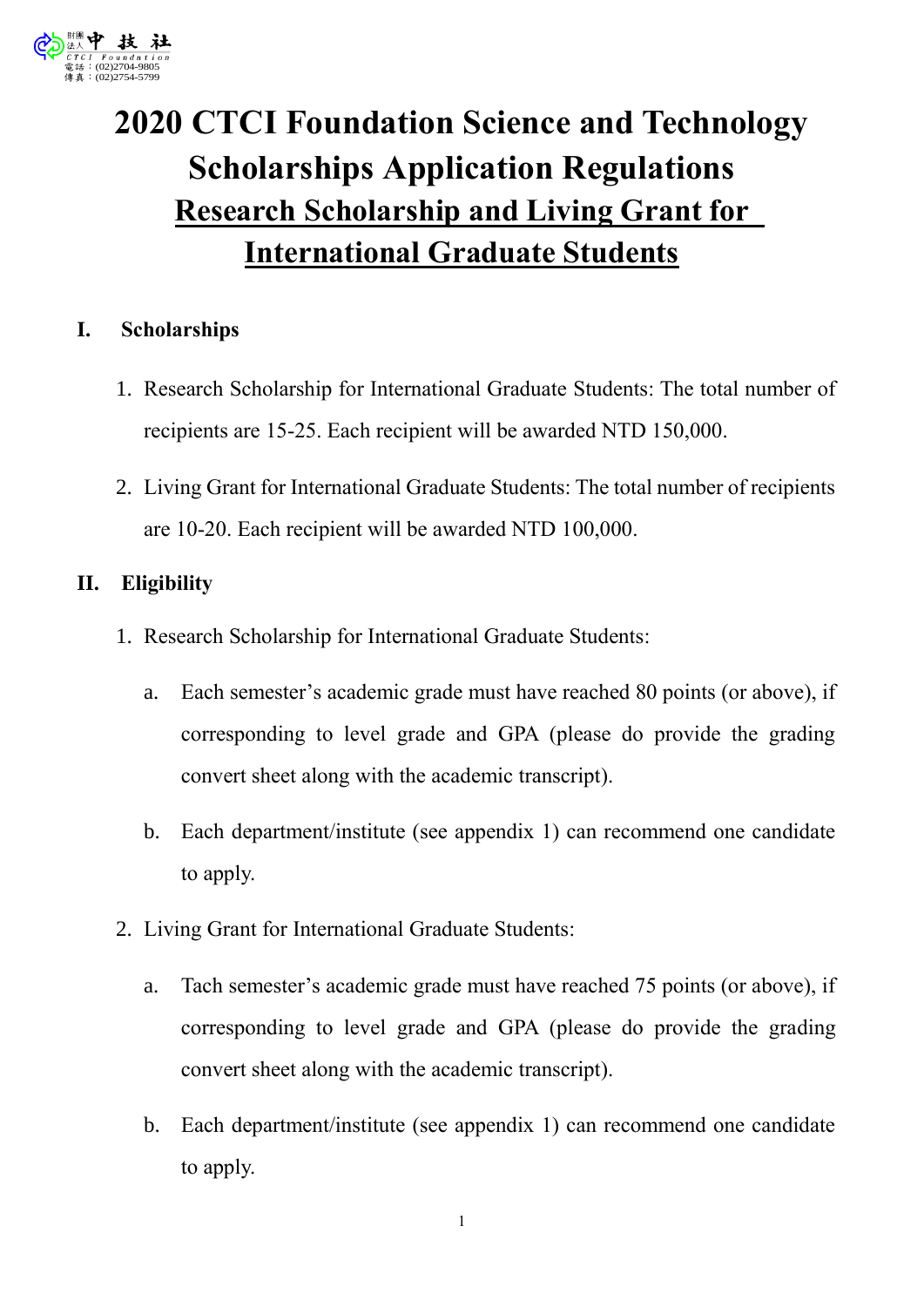# 2020 CTCI Foundation Science and Technology Scholarships Application Regulations

## Research Scholarship and Living Grant for International Graduate Students

### I. Scholarships

1. Research Scholarship for International Graduate Students: The total number of recipients are 15-25. Each recipient will be awarded NTD 150,000.
2. Living Grant for International Graduate Students: The total number of recipients are 10-20. Each recipient will be awarded NTD 100,000.

### II. Eligibility

1. Research Scholarship for International Graduate Students:
   a. Each semester's academic grade must have reached 80 points (or above), if corresponding to level grade and GPA (please do provide the grading convert sheet along with the academic transcript).
   b. Each department/institute (see appendix 1) can recommend one candidate to apply.
2. Living Grant for International Graduate Students:
   a. Tach semester's academic grade must have reached 75 points (or above), if corresponding to level grade and GPA (please do provide the grading convert sheet along with the academic transcript).
   b. Each department/institute (see appendix 1) can recommend one candidate to apply.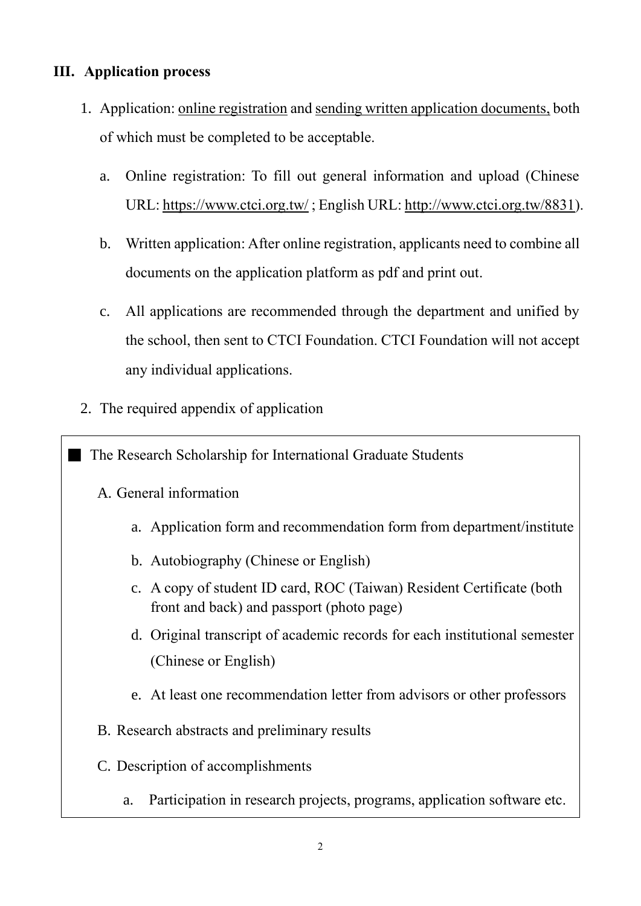## III. Application process

1. Application: <u>online registration</u> and <u>sending written application documents,</u> both of which must be completed to be acceptable.

   a. Online registration: To fill out general information and upload (Chinese URL: https://www.ctci.org.tw/ ; English URL: http://www.ctci.org.tw/8831).

   b. Written application: After online registration, applicants need to combine all documents on the application platform as pdf and print out.

   c. All applications are recommended through the department and unified by the school, then sent to CTCI Foundation. CTCI Foundation will not accept any individual applications.

2. The required appendix of application

■ The Research Scholarship for International Graduate Students

A. General information

   a. Application form and recommendation form from department/institute
   b. Autobiography (Chinese or English)
   c. A copy of student ID card, ROC (Taiwan) Resident Certificate (both front and back) and passport (photo page)
   d. Original transcript of academic records for each institutional semester (Chinese or English)
   e. At least one recommendation letter from advisors or other professors

B. Research abstracts and preliminary results

C. Description of accomplishments

   a. Participation in research projects, programs, application software etc.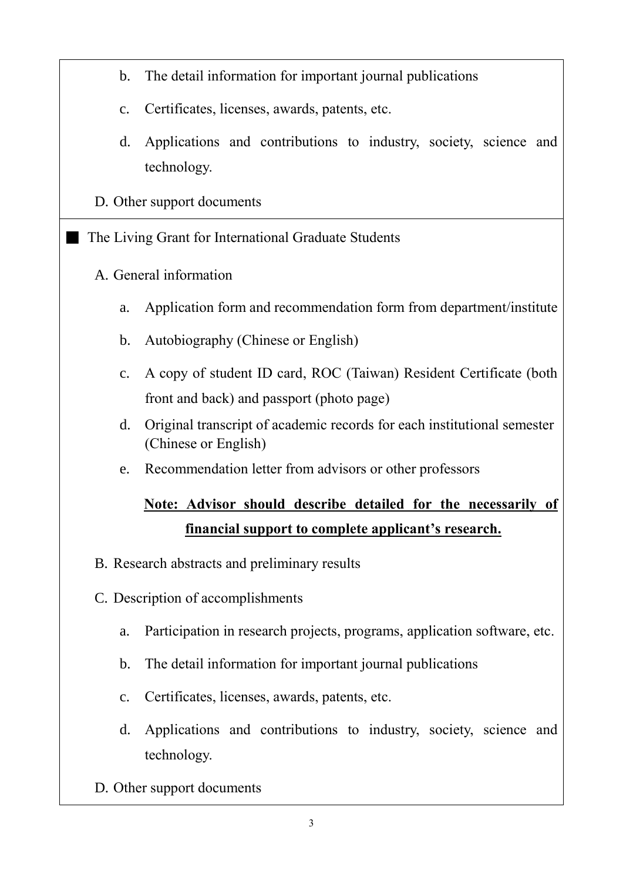b. The detail information for important journal publications

c. Certificates, licenses, awards, patents, etc.

d. Applications and contributions to industry, society, science and technology.

D. Other support documents

■ The Living Grant for International Graduate Students

A. General information

a. Application form and recommendation form from department/institute

b. Autobiography (Chinese or English)

c. A copy of student ID card, ROC (Taiwan) Resident Certificate (both front and back) and passport (photo page)

d. Original transcript of academic records for each institutional semester (Chinese or English)

e. Recommendation letter from advisors or other professors

**Note: Advisor should describe detailed for the necessarily of financial support to complete applicant's research.**

B. Research abstracts and preliminary results

C. Description of accomplishments

a. Participation in research projects, programs, application software, etc.

b. The detail information for important journal publications

c. Certificates, licenses, awards, patents, etc.

d. Applications and contributions to industry, society, science and technology.

D. Other support documents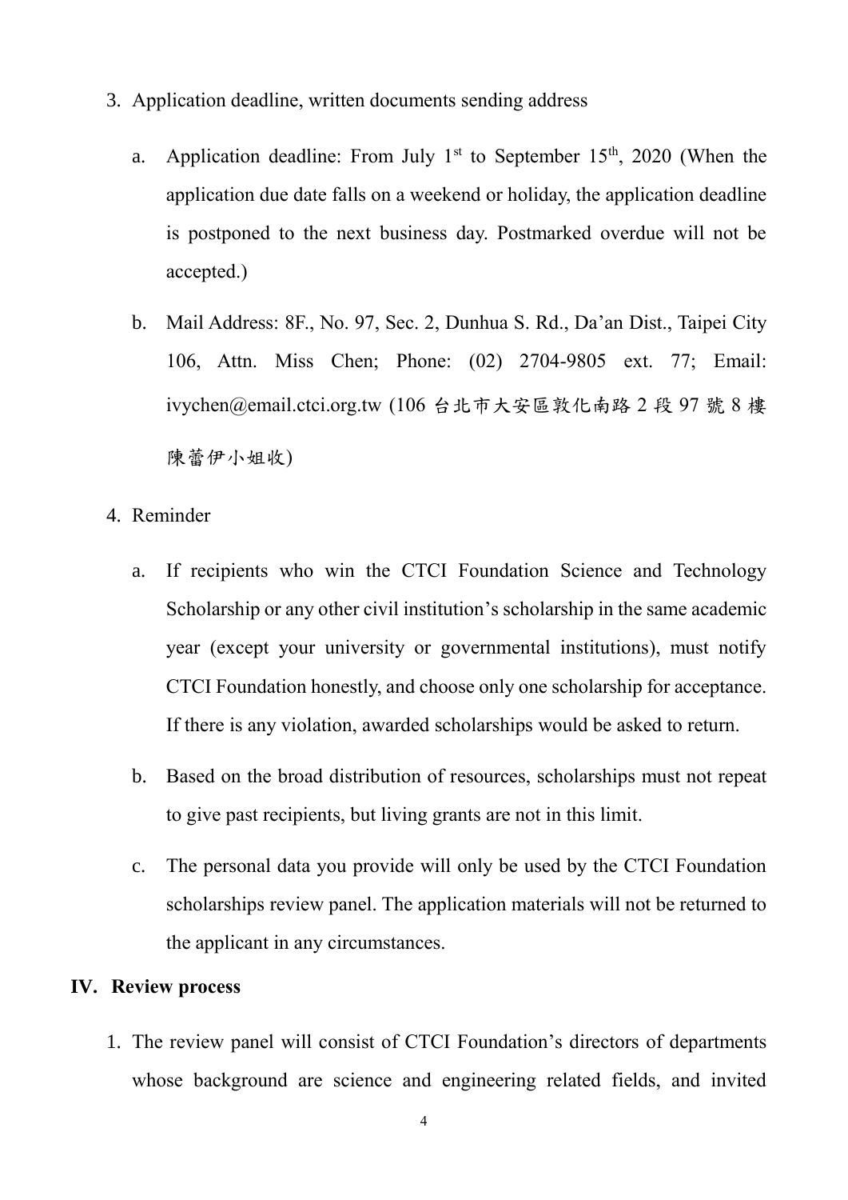3. Application deadline, written documents sending address

   a. Application deadline: From July 1st to September 15th, 2020 (When the application due date falls on a weekend or holiday, the application deadline is postponed to the next business day. Postmarked overdue will not be accepted.)

   b. Mail Address: 8F., No. 97, Sec. 2, Dunhua S. Rd., Da'an Dist., Taipei City 106, Attn. Miss Chen; Phone: (02) 2704-9805 ext. 77; Email: ivychen@email.ctci.org.tw (106 台北市大安區敦化南路 2 段 97 號 8 樓陳蕾伊小姐收)

4. Reminder

   a. If recipients who win the CTCI Foundation Science and Technology Scholarship or any other civil institution's scholarship in the same academic year (except your university or governmental institutions), must notify CTCI Foundation honestly, and choose only one scholarship for acceptance. If there is any violation, awarded scholarships would be asked to return.

   b. Based on the broad distribution of resources, scholarships must not repeat to give past recipients, but living grants are not in this limit.

   c. The personal data you provide will only be used by the CTCI Foundation scholarships review panel. The application materials will not be returned to the applicant in any circumstances.

## IV. Review process

1. The review panel will consist of CTCI Foundation's directors of departments whose background are science and engineering related fields, and invited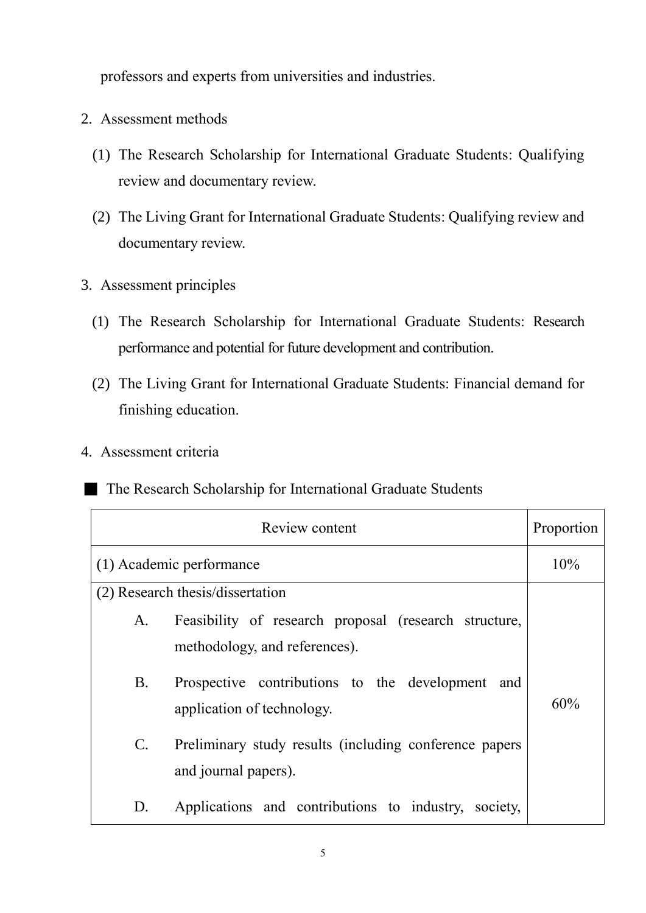professors and experts from universities and industries.

2. Assessment methods

   (1) The Research Scholarship for International Graduate Students: Qualifying review and documentary review.

   (2) The Living Grant for International Graduate Students: Qualifying review and documentary review.

3. Assessment principles

   (1) The Research Scholarship for International Graduate Students: Research performance and potential for future development and contribution.

   (2) The Living Grant for International Graduate Students: Financial demand for finishing education.

4. Assessment criteria

■ The Research Scholarship for International Graduate Students

| Review content | Proportion |
|---|---|
| (1) Academic performance | 10% |
| (2) Research thesis/dissertation<br>A. Feasibility of research proposal (research structure, methodology, and references).<br>B. Prospective contributions to the development and application of technology.<br>C. Preliminary study results (including conference papers and journal papers).<br>D. Applications and contributions to industry, society, | 60% |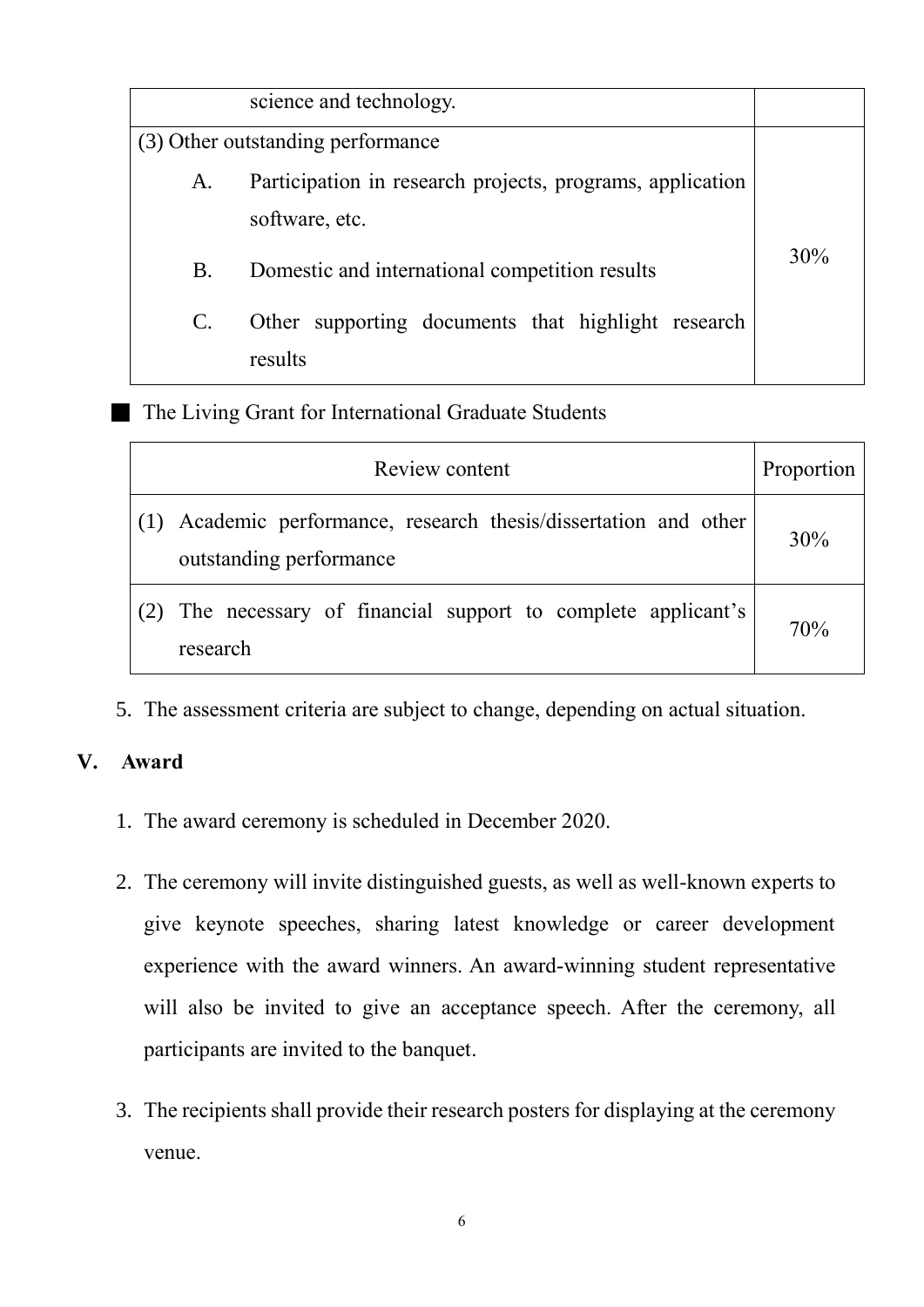| | |
|---|---|
| science and technology. | |
| (3) Other outstanding performance<br>A. Participation in research projects, programs, application software, etc.<br>B. Domestic and international competition results<br>C. Other supporting documents that highlight research results | 30% |

■ The Living Grant for International Graduate Students

| Review content | Proportion |
|---|---|
| (1) Academic performance, research thesis/dissertation and other outstanding performance | 30% |
| (2) The necessary of financial support to complete applicant's research | 70% |

5. The assessment criteria are subject to change, depending on actual situation.

## V. Award

1. The award ceremony is scheduled in December 2020.
2. The ceremony will invite distinguished guests, as well as well-known experts to give keynote speeches, sharing latest knowledge or career development experience with the award winners. An award-winning student representative will also be invited to give an acceptance speech. After the ceremony, all participants are invited to the banquet.
3. The recipients shall provide their research posters for displaying at the ceremony venue.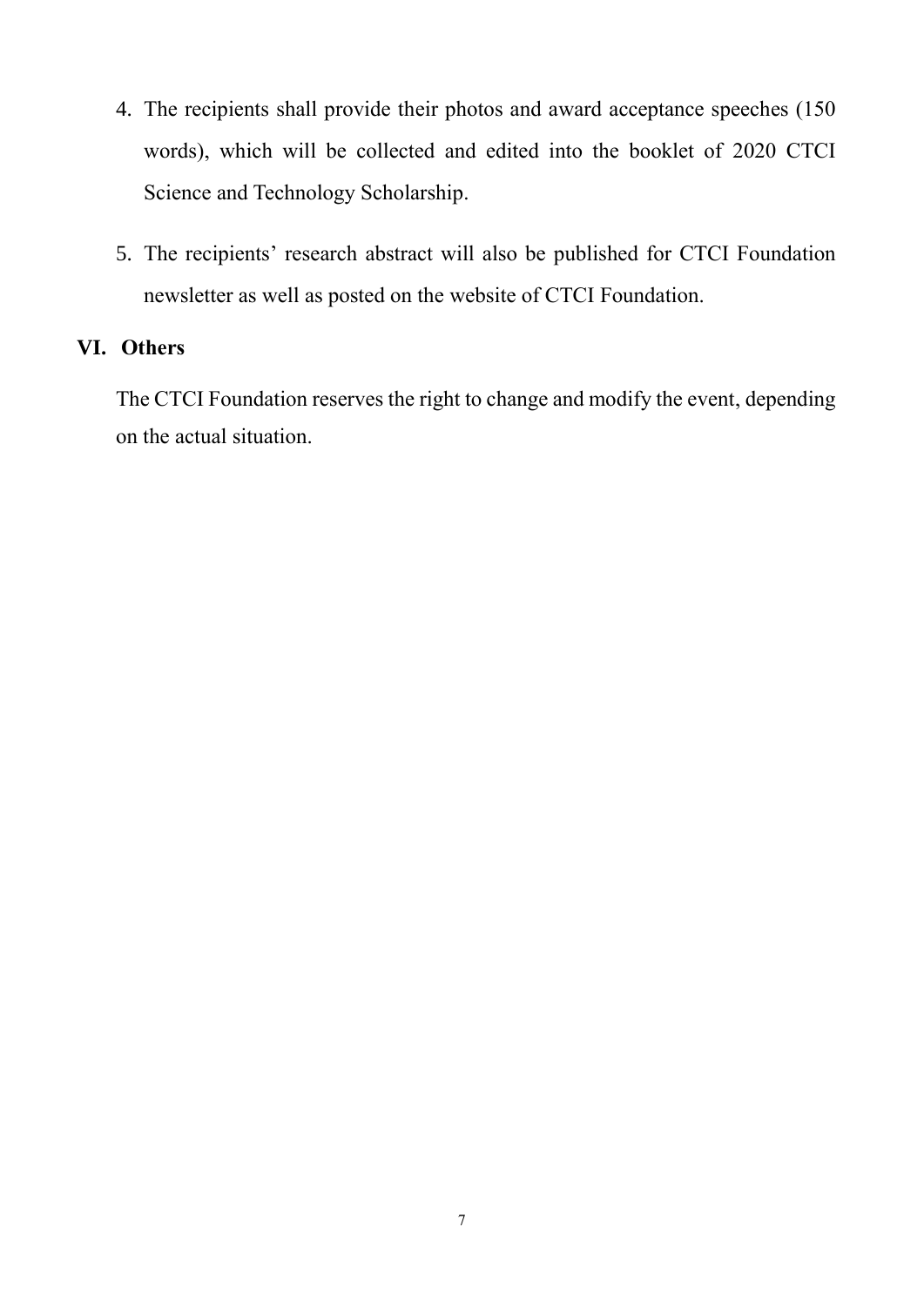4. The recipients shall provide their photos and award acceptance speeches (150 words), which will be collected and edited into the booklet of 2020 CTCI Science and Technology Scholarship.

5. The recipients' research abstract will also be published for CTCI Foundation newsletter as well as posted on the website of CTCI Foundation.

## VI. Others

The CTCI Foundation reserves the right to change and modify the event, depending on the actual situation.